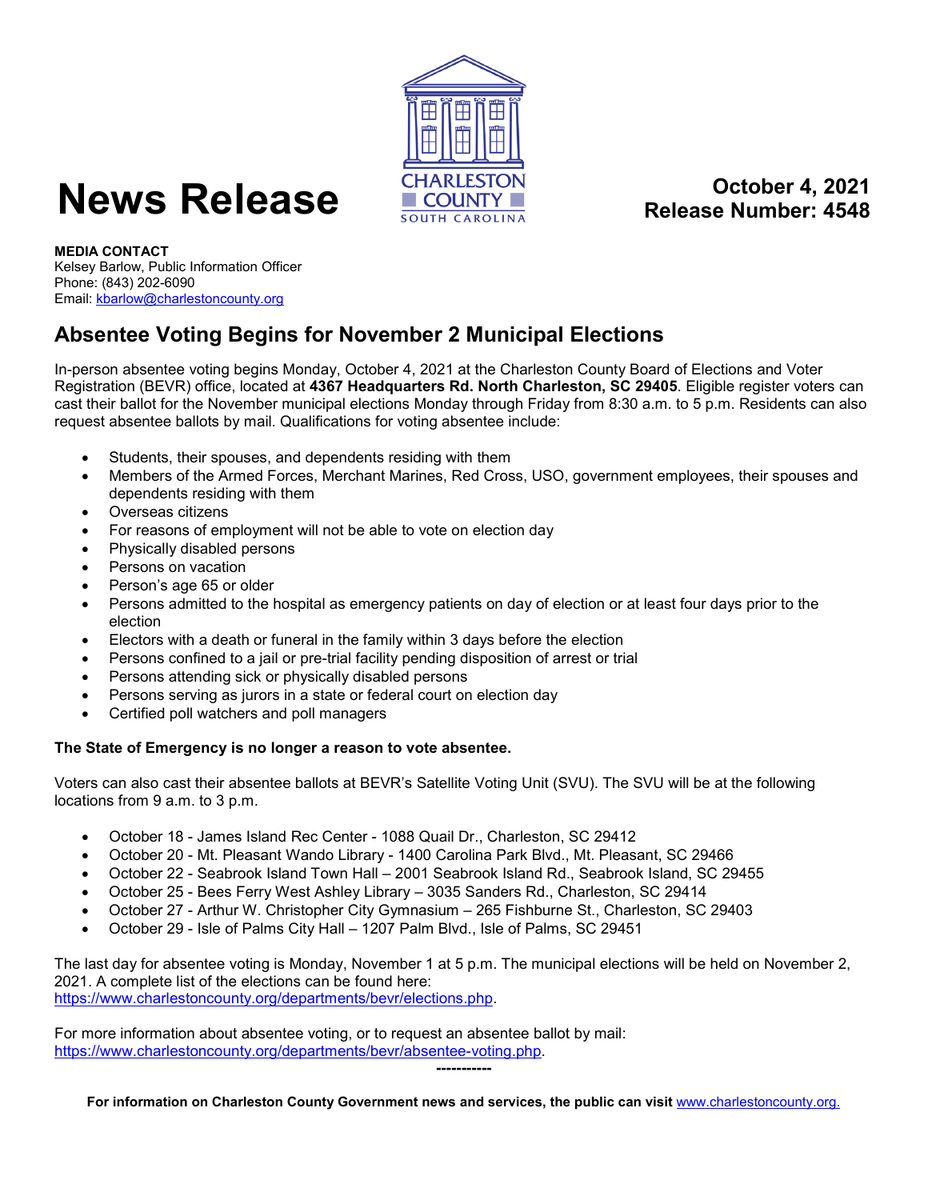# News Release

CHARLESTON COUNTY
SOUTH CAROLINA

**October 4, 2021**
**Release Number: 4548**

**MEDIA CONTACT**
Kelsey Barlow, Public Information Officer
Phone: (843) 202-6090
Email: kbarlow@charlestoncounty.org

## Absentee Voting Begins for November 2 Municipal Elections

In-person absentee voting begins Monday, October 4, 2021 at the Charleston County Board of Elections and Voter Registration (BEVR) office, located at **4367 Headquarters Rd. North Charleston, SC 29405**. Eligible register voters can cast their ballot for the November municipal elections Monday through Friday from 8:30 a.m. to 5 p.m. Residents can also request absentee ballots by mail. Qualifications for voting absentee include:

- Students, their spouses, and dependents residing with them
- Members of the Armed Forces, Merchant Marines, Red Cross, USO, government employees, their spouses and dependents residing with them
- Overseas citizens
- For reasons of employment will not be able to vote on election day
- Physically disabled persons
- Persons on vacation
- Person's age 65 or older
- Persons admitted to the hospital as emergency patients on day of election or at least four days prior to the election
- Electors with a death or funeral in the family within 3 days before the election
- Persons confined to a jail or pre-trial facility pending disposition of arrest or trial
- Persons attending sick or physically disabled persons
- Persons serving as jurors in a state or federal court on election day
- Certified poll watchers and poll managers

**The State of Emergency is no longer a reason to vote absentee.**

Voters can also cast their absentee ballots at BEVR's Satellite Voting Unit (SVU). The SVU will be at the following locations from 9 a.m. to 3 p.m.

- October 18 - James Island Rec Center - 1088 Quail Dr., Charleston, SC 29412
- October 20 - Mt. Pleasant Wando Library - 1400 Carolina Park Blvd., Mt. Pleasant, SC 29466
- October 22 - Seabrook Island Town Hall – 2001 Seabrook Island Rd., Seabrook Island, SC 29455
- October 25 - Bees Ferry West Ashley Library – 3035 Sanders Rd., Charleston, SC 29414
- October 27 - Arthur W. Christopher City Gymnasium – 265 Fishburne St., Charleston, SC 29403
- October 29 - Isle of Palms City Hall – 1207 Palm Blvd., Isle of Palms, SC 29451

The last day for absentee voting is Monday, November 1 at 5 p.m. The municipal elections will be held on November 2, 2021. A complete list of the elections can be found here: https://www.charlestoncounty.org/departments/bevr/elections.php.

For more information about absentee voting, or to request an absentee ballot by mail: https://www.charlestoncounty.org/departments/bevr/absentee-voting.php.

-----------

**For information on Charleston County Government news and services, the public can visit** www.charlestoncounty.org.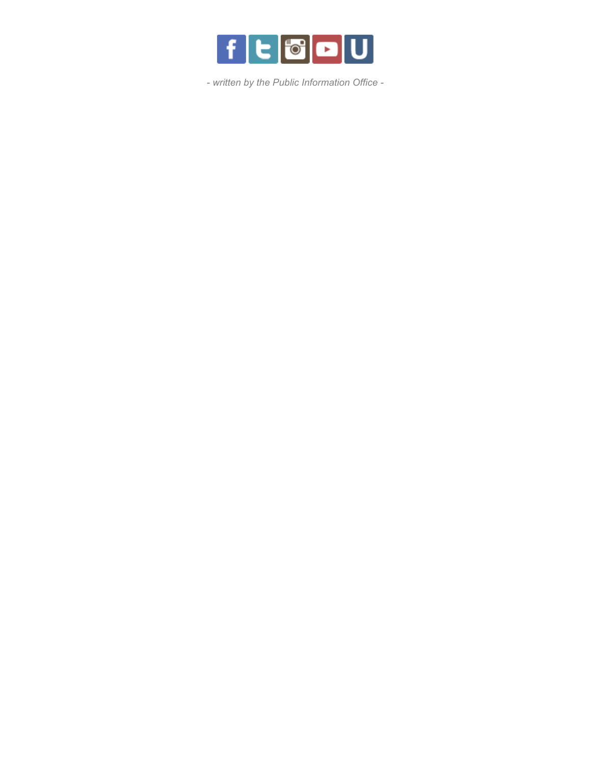*- written by the Public Information Office -*